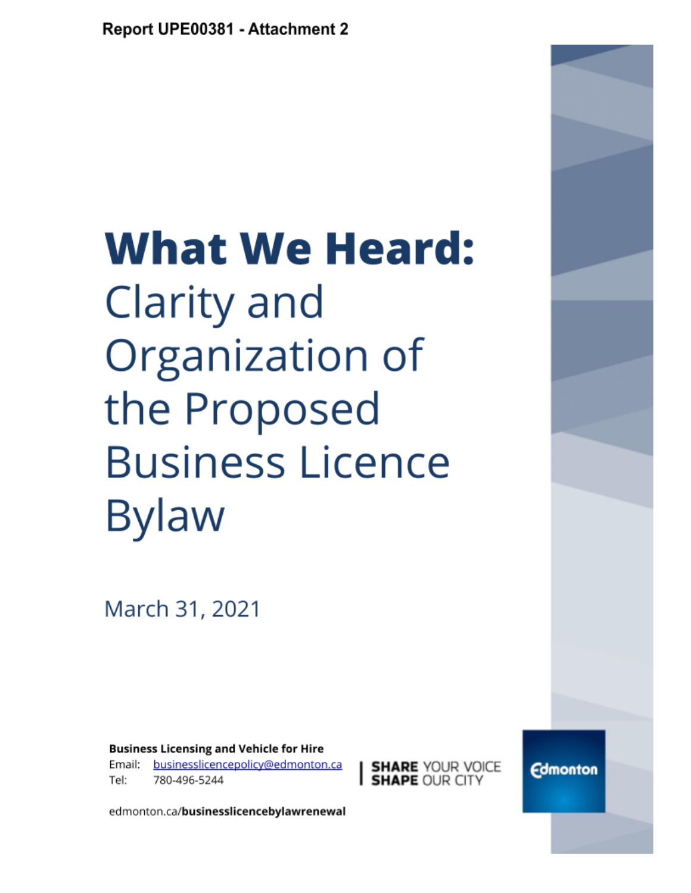Report UPE00381 - Attachment 2

# What We Heard:

Clarity and Organization of the Proposed Business Licence Bylaw

March 31, 2021

**Business Licensing and Vehicle for Hire**

Email: businesslicencepolicy@edmonton.ca

Tel: 780-496-5244

**SHARE** YOUR VOICE
**SHAPE** OUR CITY

Edmonton

edmonton.ca/**businesslicencebylawrenewal**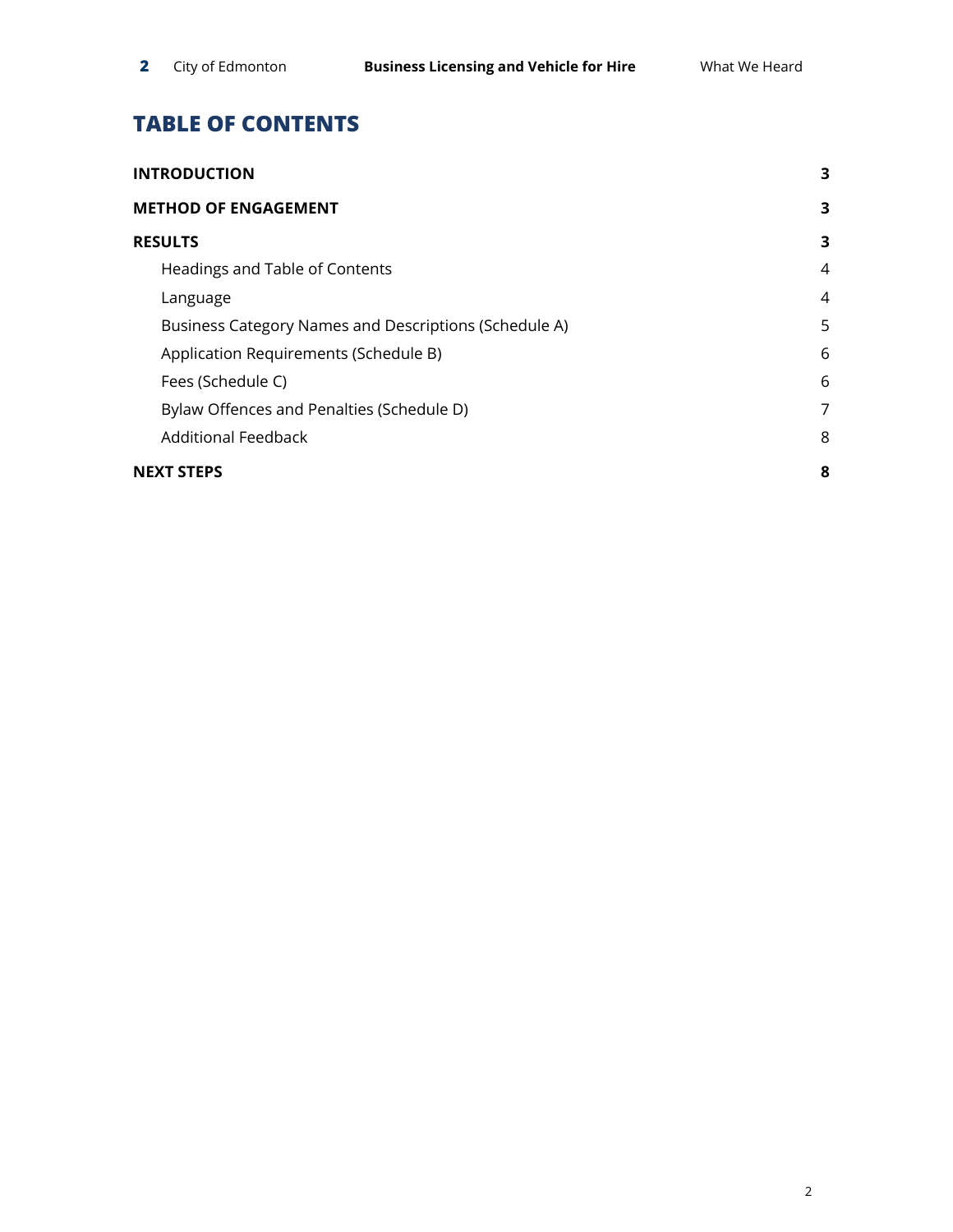# TABLE OF CONTENTS

| | |
|---|---|
| **INTRODUCTION** | **3** |
| **METHOD OF ENGAGEMENT** | **3** |
| **RESULTS** | **3** |
| Headings and Table of Contents | 4 |
| Language | 4 |
| Business Category Names and Descriptions (Schedule A) | 5 |
| Application Requirements (Schedule B) | 6 |
| Fees (Schedule C) | 6 |
| Bylaw Offences and Penalties (Schedule D) | 7 |
| Additional Feedback | 8 |
| **NEXT STEPS** | **8** |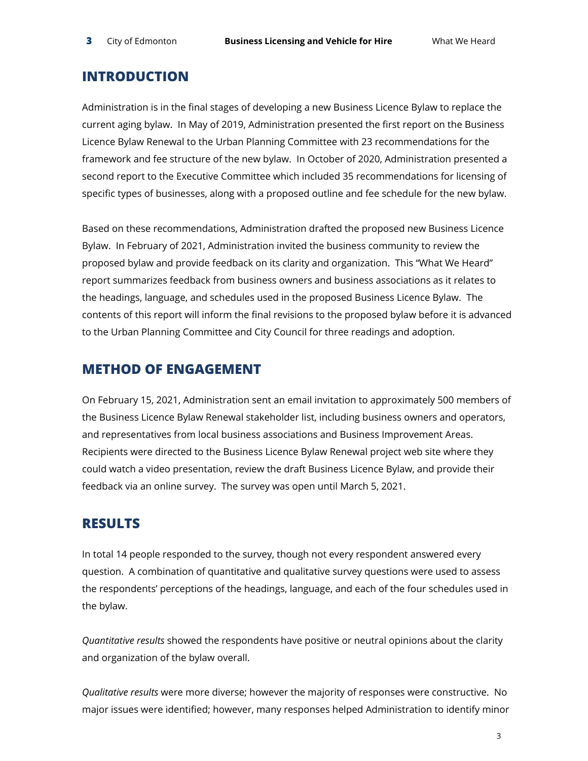## INTRODUCTION

Administration is in the final stages of developing a new Business Licence Bylaw to replace the current aging bylaw. In May of 2019, Administration presented the first report on the Business Licence Bylaw Renewal to the Urban Planning Committee with 23 recommendations for the framework and fee structure of the new bylaw. In October of 2020, Administration presented a second report to the Executive Committee which included 35 recommendations for licensing of specific types of businesses, along with a proposed outline and fee schedule for the new bylaw.

Based on these recommendations, Administration drafted the proposed new Business Licence Bylaw. In February of 2021, Administration invited the business community to review the proposed bylaw and provide feedback on its clarity and organization. This "What We Heard" report summarizes feedback from business owners and business associations as it relates to the headings, language, and schedules used in the proposed Business Licence Bylaw. The contents of this report will inform the final revisions to the proposed bylaw before it is advanced to the Urban Planning Committee and City Council for three readings and adoption.

## METHOD OF ENGAGEMENT

On February 15, 2021, Administration sent an email invitation to approximately 500 members of the Business Licence Bylaw Renewal stakeholder list, including business owners and operators, and representatives from local business associations and Business Improvement Areas. Recipients were directed to the Business Licence Bylaw Renewal project web site where they could watch a video presentation, review the draft Business Licence Bylaw, and provide their feedback via an online survey. The survey was open until March 5, 2021.

## RESULTS

In total 14 people responded to the survey, though not every respondent answered every question. A combination of quantitative and qualitative survey questions were used to assess the respondents' perceptions of the headings, language, and each of the four schedules used in the bylaw.

*Quantitative results* showed the respondents have positive or neutral opinions about the clarity and organization of the bylaw overall.

*Qualitative results* were more diverse; however the majority of responses were constructive. No major issues were identified; however, many responses helped Administration to identify minor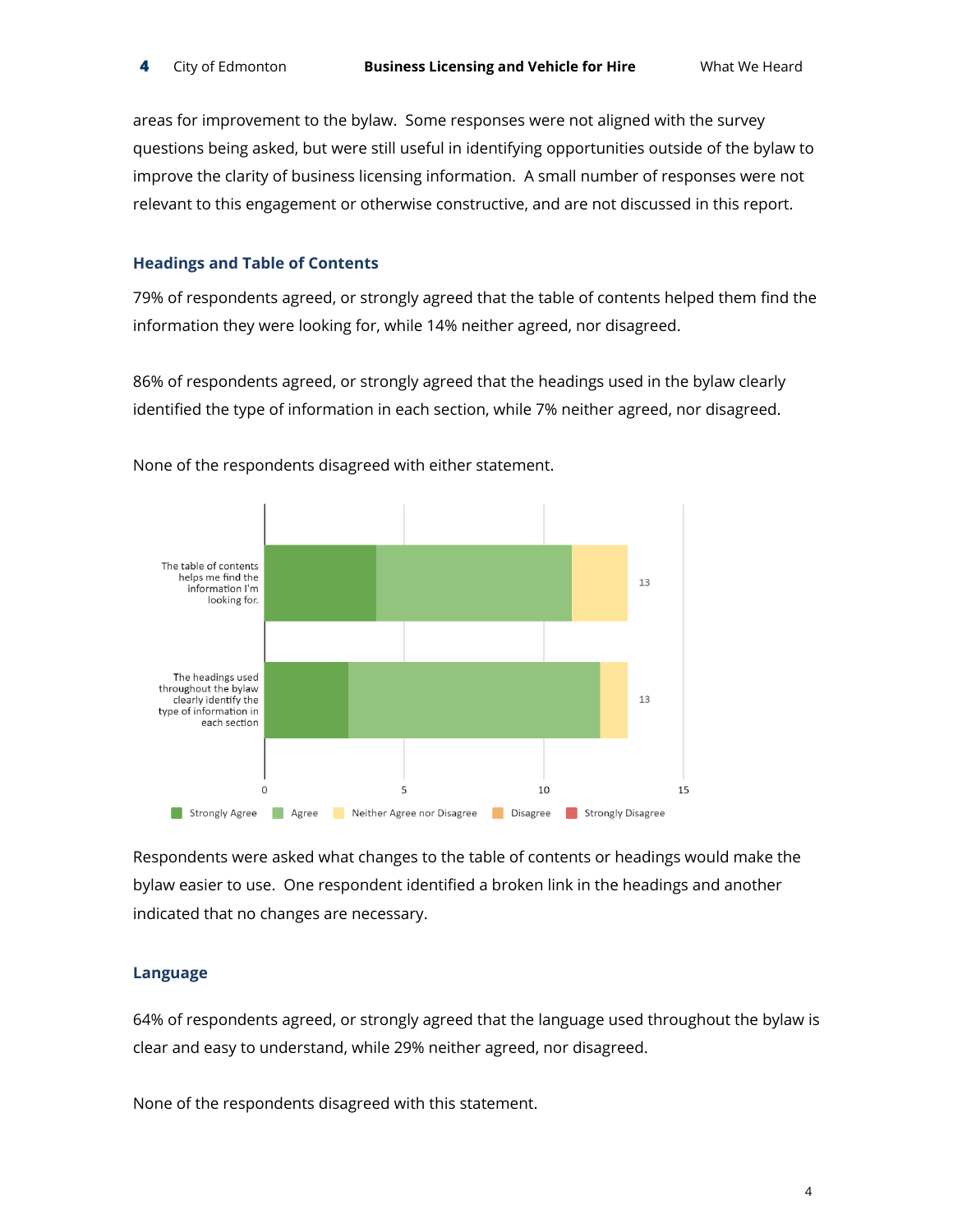areas for improvement to the bylaw. Some responses were not aligned with the survey questions being asked, but were still useful in identifying opportunities outside of the bylaw to improve the clarity of business licensing information. A small number of responses were not relevant to this engagement or otherwise constructive, and are not discussed in this report.

### Headings and Table of Contents

79% of respondents agreed, or strongly agreed that the table of contents helped them find the information they were looking for, while 14% neither agreed, nor disagreed.

86% of respondents agreed, or strongly agreed that the headings used in the bylaw clearly identified the type of information in each section, while 7% neither agreed, nor disagreed.

None of the respondents disagreed with either statement.

| | Strongly Agree | Agree | Neither Agree nor Disagree | Disagree | Strongly Disagree | Total |
|---|---|---|---|---|---|---|
| The table of contents helps me find the information I'm looking for. | 4 | 7 | 2 | | | 13 |
| The headings used throughout the bylaw clearly identify the type of information in each section | 3 | 9 | 1 | | | 13 |

Respondents were asked what changes to the table of contents or headings would make the bylaw easier to use. One respondent identified a broken link in the headings and another indicated that no changes are necessary.

### Language

64% of respondents agreed, or strongly agreed that the language used throughout the bylaw is clear and easy to understand, while 29% neither agreed, nor disagreed.

None of the respondents disagreed with this statement.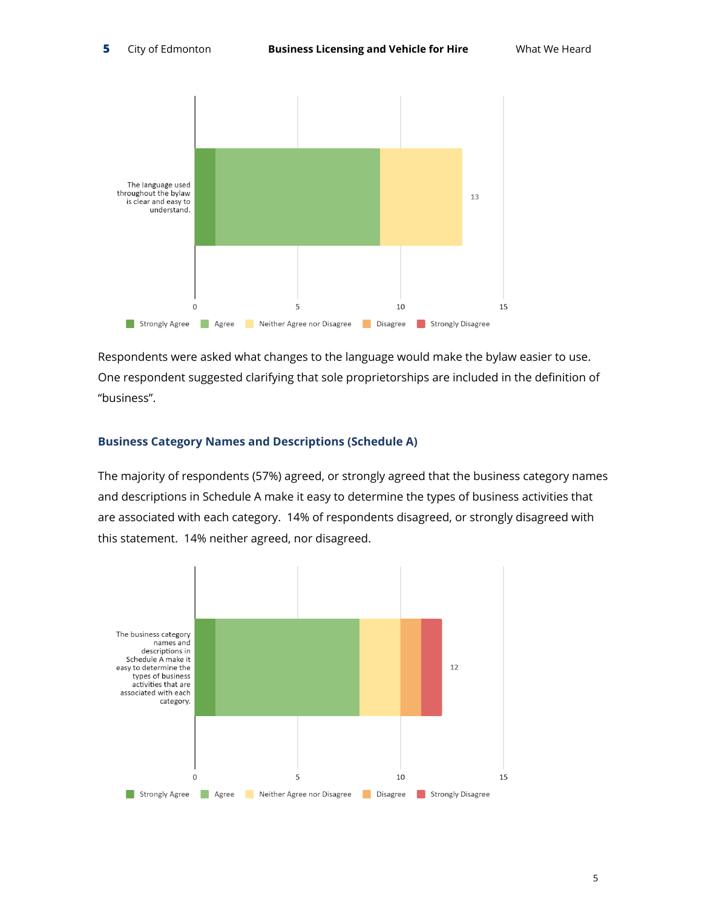Respondents were asked what changes to the language would make the bylaw easier to use. One respondent suggested clarifying that sole proprietorships are included in the definition of "business".

### Business Category Names and Descriptions (Schedule A)

The majority of respondents (57%) agreed, or strongly agreed that the business category names and descriptions in Schedule A make it easy to determine the types of business activities that are associated with each category. 14% of respondents disagreed, or strongly disagreed with this statement. 14% neither agreed, nor disagreed.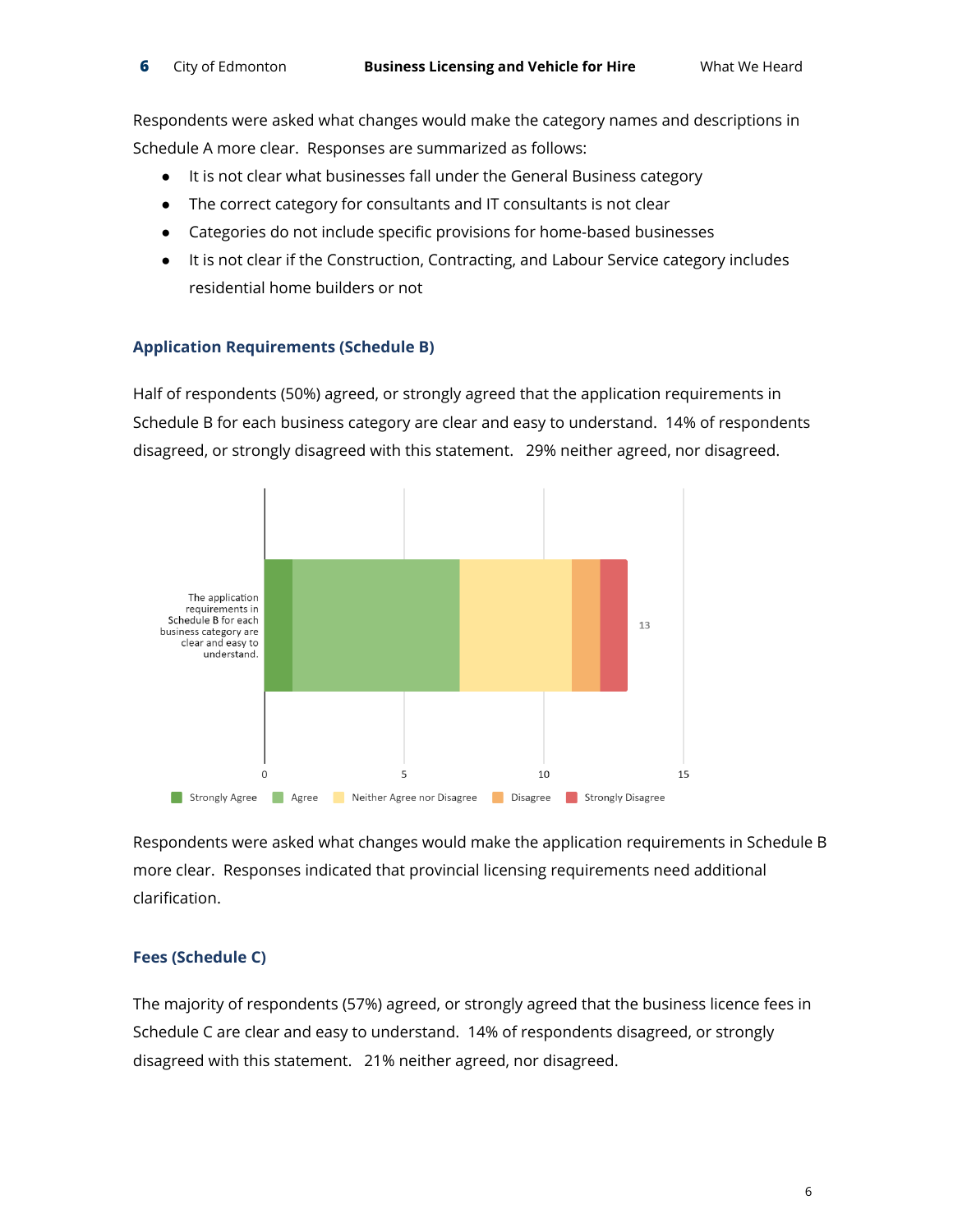Respondents were asked what changes would make the category names and descriptions in Schedule A more clear. Responses are summarized as follows:

- It is not clear what businesses fall under the General Business category
- The correct category for consultants and IT consultants is not clear
- Categories do not include specific provisions for home-based businesses
- It is not clear if the Construction, Contracting, and Labour Service category includes residential home builders or not

## Application Requirements (Schedule B)

Half of respondents (50%) agreed, or strongly agreed that the application requirements in Schedule B for each business category are clear and easy to understand. 14% of respondents disagreed, or strongly disagreed with this statement. 29% neither agreed, nor disagreed.

The application requirements in Schedule B for each business category are clear and easy to understand.

13

0 5 10 15

Strongly Agree Agree Neither Agree nor Disagree Disagree Strongly Disagree

Respondents were asked what changes would make the application requirements in Schedule B more clear. Responses indicated that provincial licensing requirements need additional clarification.

## Fees (Schedule C)

The majority of respondents (57%) agreed, or strongly agreed that the business licence fees in Schedule C are clear and easy to understand. 14% of respondents disagreed, or strongly disagreed with this statement. 21% neither agreed, nor disagreed.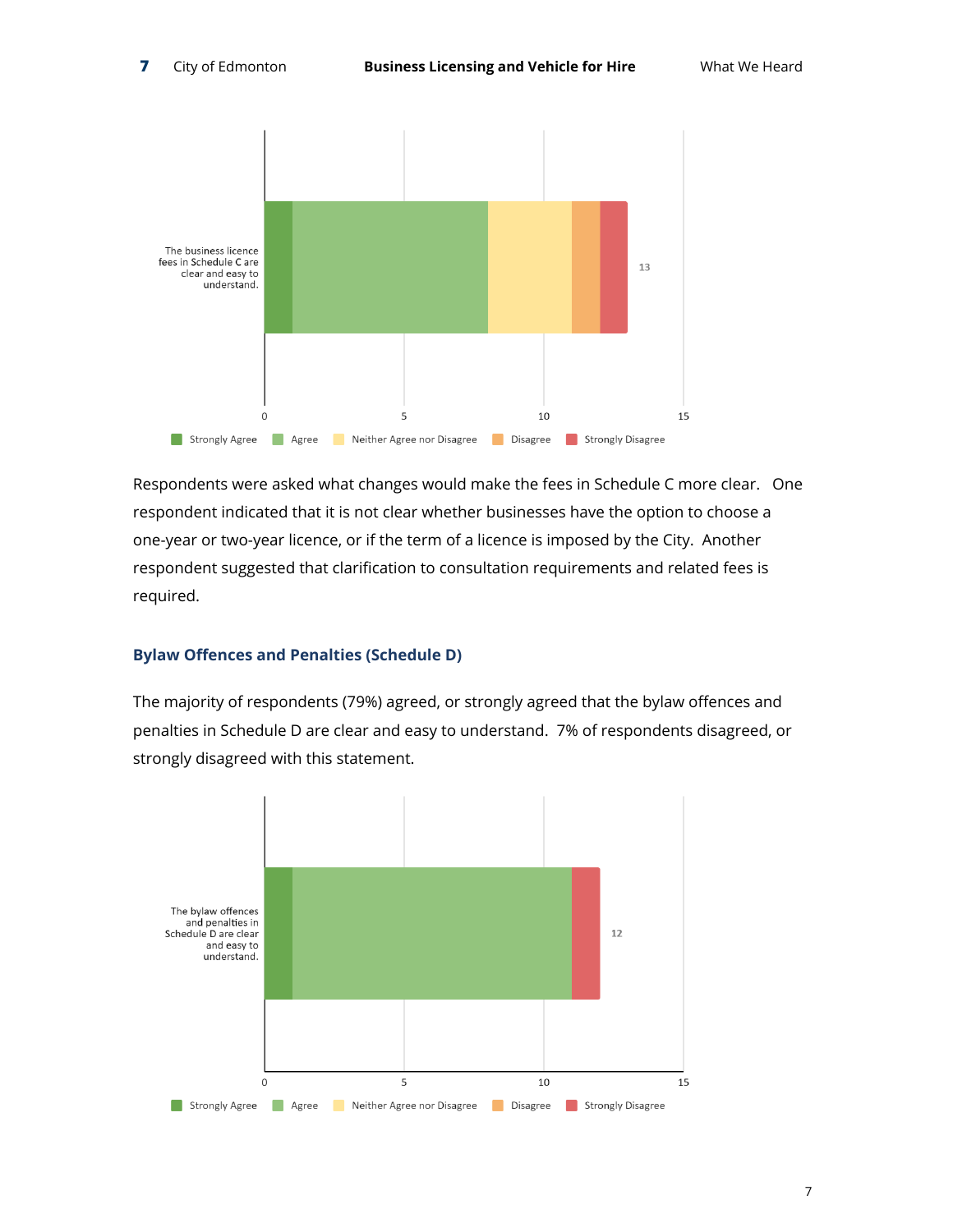The business licence fees in Schedule C are clear and easy to understand.

| Strongly Agree | Agree | Neither Agree nor Disagree | Disagree | Strongly Disagree | Total |
|---|---|---|---|---|---|
| 1 | 7 | 3 | 1 | 1 | 13 |

Respondents were asked what changes would make the fees in Schedule C more clear. One respondent indicated that it is not clear whether businesses have the option to choose a one-year or two-year licence, or if the term of a licence is imposed by the City. Another respondent suggested that clarification to consultation requirements and related fees is required.

### Bylaw Offences and Penalties (Schedule D)

The majority of respondents (79%) agreed, or strongly agreed that the bylaw offences and penalties in Schedule D are clear and easy to understand. 7% of respondents disagreed, or strongly disagreed with this statement.

The bylaw offences and penalties in Schedule D are clear and easy to understand.

| Strongly Agree | Agree | Neither Agree nor Disagree | Disagree | Strongly Disagree | Total |
|---|---|---|---|---|---|
| 1 | 10 | 0 | 0 | 1 | 12 |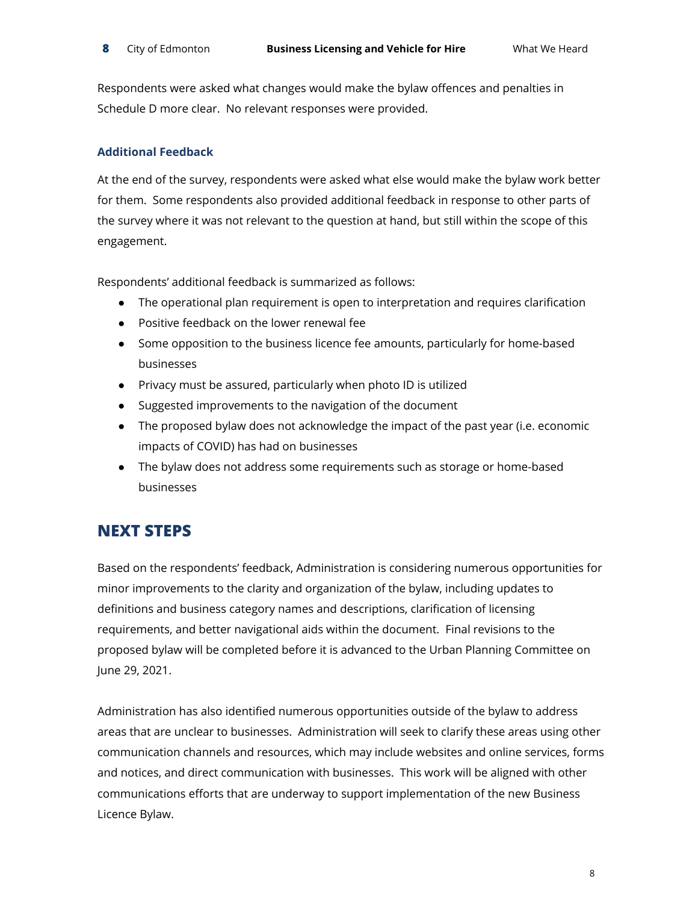Respondents were asked what changes would make the bylaw offences and penalties in Schedule D more clear.  No relevant responses were provided.

### Additional Feedback

At the end of the survey, respondents were asked what else would make the bylaw work better for them.  Some respondents also provided additional feedback in response to other parts of the survey where it was not relevant to the question at hand, but still within the scope of this engagement.

Respondents' additional feedback is summarized as follows:

- The operational plan requirement is open to interpretation and requires clarification
- Positive feedback on the lower renewal fee
- Some opposition to the business licence fee amounts, particularly for home-based businesses
- Privacy must be assured, particularly when photo ID is utilized
- Suggested improvements to the navigation of the document
- The proposed bylaw does not acknowledge the impact of the past year (i.e. economic impacts of COVID) has had on businesses
- The bylaw does not address some requirements such as storage or home-based businesses

## NEXT STEPS

Based on the respondents' feedback, Administration is considering numerous opportunities for minor improvements to the clarity and organization of the bylaw, including updates to definitions and business category names and descriptions, clarification of licensing requirements, and better navigational aids within the document.  Final revisions to the proposed bylaw will be completed before it is advanced to the Urban Planning Committee on June 29, 2021.

Administration has also identified numerous opportunities outside of the bylaw to address areas that are unclear to businesses.  Administration will seek to clarify these areas using other communication channels and resources, which may include websites and online services, forms and notices, and direct communication with businesses.  This work will be aligned with other communications efforts that are underway to support implementation of the new Business Licence Bylaw.